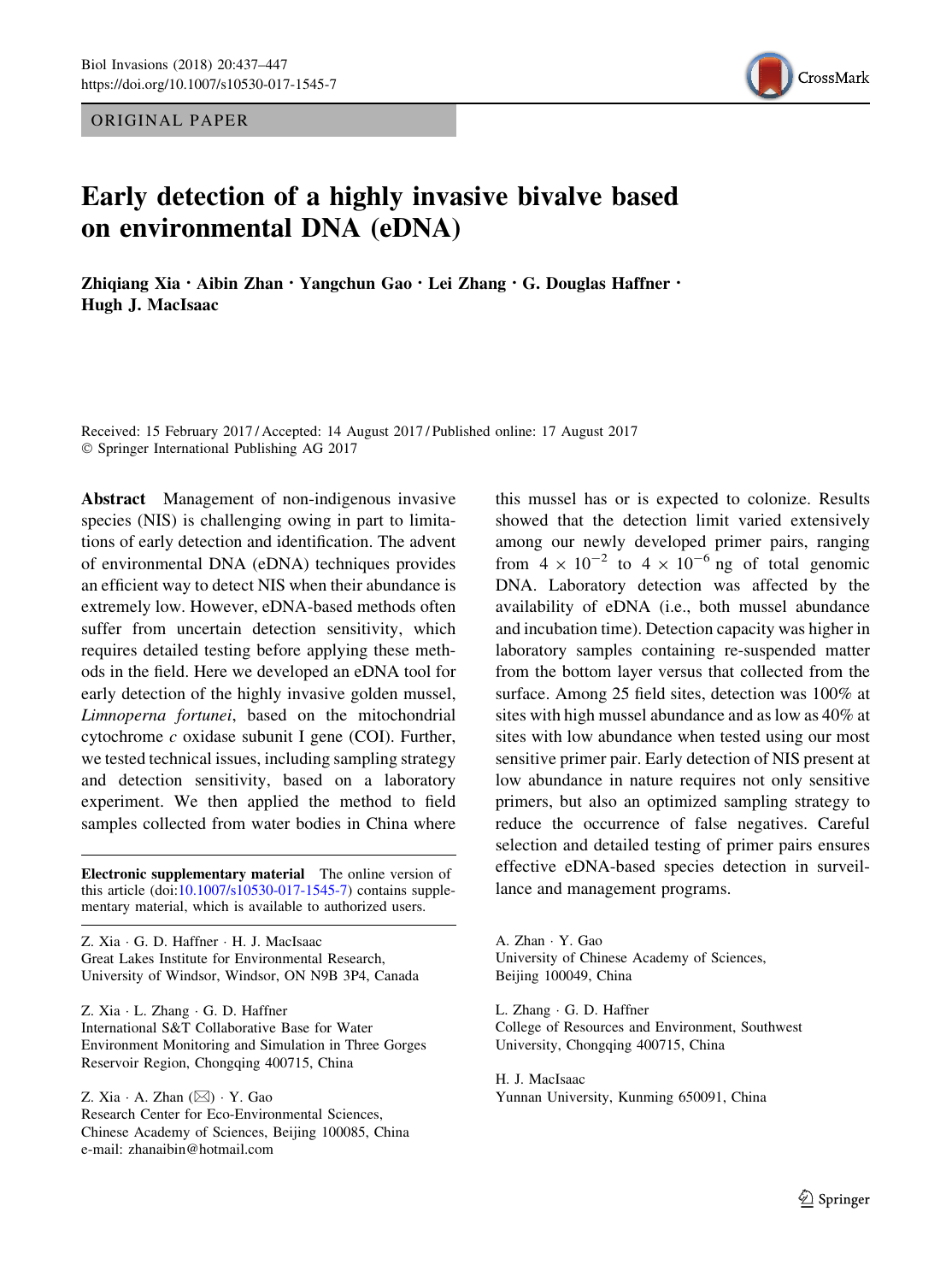ORIGINAL PAPER

# Early detection of a highly invasive bivalve based on environmental DNA (eDNA)

**Zhiqiang Xia · Aibin Zhan · Yangchun Gao · Lei Zhang · G. Douglas Haffner · Hugh J. MacIsaac**

Received: 15 February 2017 / Accepted: 14 August 2017 / Published online: 17 August 2017
© Springer International Publishing AG 2017

**Abstract** Management of non-indigenous invasive species (NIS) is challenging owing in part to limitations of early detection and identification. The advent of environmental DNA (eDNA) techniques provides an efficient way to detect NIS when their abundance is extremely low. However, eDNA-based methods often suffer from uncertain detection sensitivity, which requires detailed testing before applying these methods in the field. Here we developed an eDNA tool for early detection of the highly invasive golden mussel, *Limnoperna fortunei*, based on the mitochondrial cytochrome *c* oxidase subunit I gene (COI). Further, we tested technical issues, including sampling strategy and detection sensitivity, based on a laboratory experiment. We then applied the method to field samples collected from water bodies in China where this mussel has or is expected to colonize. Results showed that the detection limit varied extensively among our newly developed primer pairs, ranging from $4 \times 10^{-2}$ to $4 \times 10^{-6}$ ng of total genomic DNA. Laboratory detection was affected by the availability of eDNA (i.e., both mussel abundance and incubation time). Detection capacity was higher in laboratory samples containing re-suspended matter from the bottom layer versus that collected from the surface. Among 25 field sites, detection was 100% at sites with high mussel abundance and as low as 40% at sites with low abundance when tested using our most sensitive primer pair. Early detection of NIS present at low abundance in nature requires not only sensitive primers, but also an optimized sampling strategy to reduce the occurrence of false negatives. Careful selection and detailed testing of primer pairs ensures effective eDNA-based species detection in surveillance and management programs.

**Electronic supplementary material** The online version of this article (doi:10.1007/s10530-017-1545-7) contains supplementary material, which is available to authorized users.

Z. Xia · G. D. Haffner · H. J. MacIsaac
Great Lakes Institute for Environmental Research, University of Windsor, Windsor, ON N9B 3P4, Canada

Z. Xia · L. Zhang · G. D. Haffner
International S&T Collaborative Base for Water Environment Monitoring and Simulation in Three Gorges Reservoir Region, Chongqing 400715, China

Z. Xia · A. Zhan (✉) · Y. Gao
Research Center for Eco-Environmental Sciences, Chinese Academy of Sciences, Beijing 100085, China
e-mail: zhanaibin@hotmail.com

A. Zhan · Y. Gao
University of Chinese Academy of Sciences, Beijing 100049, China

L. Zhang · G. D. Haffner
College of Resources and Environment, Southwest University, Chongqing 400715, China

H. J. MacIsaac
Yunnan University, Kunming 650091, China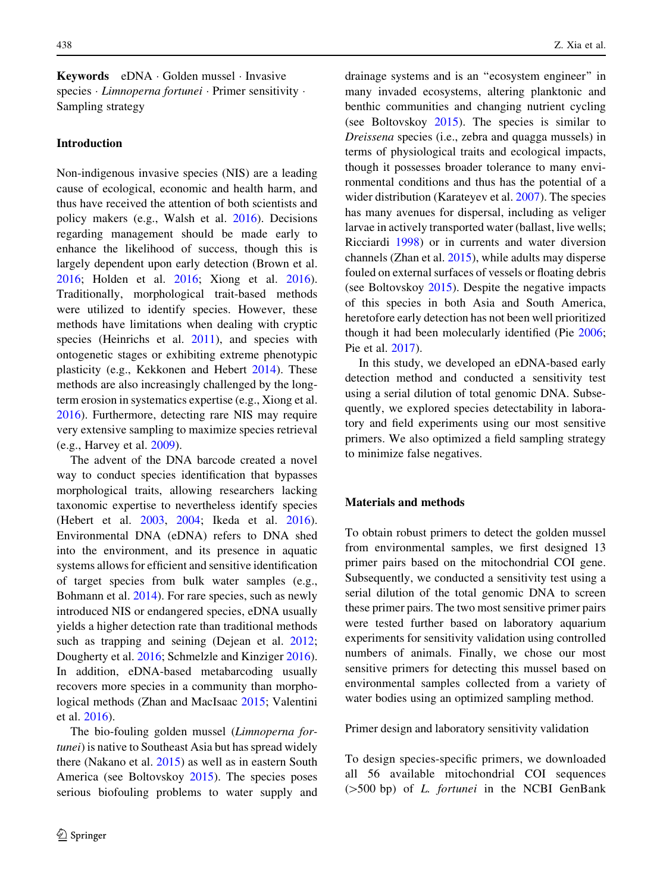**Keywords** eDNA · Golden mussel · Invasive species · *Limnoperna fortunei* · Primer sensitivity · Sampling strategy

## Introduction

Non-indigenous invasive species (NIS) are a leading cause of ecological, economic and health harm, and thus have received the attention of both scientists and policy makers (e.g., Walsh et al. 2016). Decisions regarding management should be made early to enhance the likelihood of success, though this is largely dependent upon early detection (Brown et al. 2016; Holden et al. 2016; Xiong et al. 2016). Traditionally, morphological trait-based methods were utilized to identify species. However, these methods have limitations when dealing with cryptic species (Heinrichs et al. 2011), and species with ontogenetic stages or exhibiting extreme phenotypic plasticity (e.g., Kekkonen and Hebert 2014). These methods are also increasingly challenged by the long-term erosion in systematics expertise (e.g., Xiong et al. 2016). Furthermore, detecting rare NIS may require very extensive sampling to maximize species retrieval (e.g., Harvey et al. 2009).

The advent of the DNA barcode created a novel way to conduct species identification that bypasses morphological traits, allowing researchers lacking taxonomic expertise to nevertheless identify species (Hebert et al. 2003, 2004; Ikeda et al. 2016). Environmental DNA (eDNA) refers to DNA shed into the environment, and its presence in aquatic systems allows for efficient and sensitive identification of target species from bulk water samples (e.g., Bohmann et al. 2014). For rare species, such as newly introduced NIS or endangered species, eDNA usually yields a higher detection rate than traditional methods such as trapping and seining (Dejean et al. 2012; Dougherty et al. 2016; Schmelzle and Kinziger 2016). In addition, eDNA-based metabarcoding usually recovers more species in a community than morphological methods (Zhan and MacIsaac 2015; Valentini et al. 2016).

The bio-fouling golden mussel (*Limnoperna fortunei*) is native to Southeast Asia but has spread widely there (Nakano et al. 2015) as well as in eastern South America (see Boltovskoy 2015). The species poses serious biofouling problems to water supply and drainage systems and is an "ecosystem engineer" in many invaded ecosystems, altering planktonic and benthic communities and changing nutrient cycling (see Boltovskoy 2015). The species is similar to *Dreissena* species (i.e., zebra and quagga mussels) in terms of physiological traits and ecological impacts, though it possesses broader tolerance to many environmental conditions and thus has the potential of a wider distribution (Karateyev et al. 2007). The species has many avenues for dispersal, including as veliger larvae in actively transported water (ballast, live wells; Ricciardi 1998) or in currents and water diversion channels (Zhan et al. 2015), while adults may disperse fouled on external surfaces of vessels or floating debris (see Boltovskoy 2015). Despite the negative impacts of this species in both Asia and South America, heretofore early detection has not been well prioritized though it had been molecularly identified (Pie 2006; Pie et al. 2017).

In this study, we developed an eDNA-based early detection method and conducted a sensitivity test using a serial dilution of total genomic DNA. Subsequently, we explored species detectability in laboratory and field experiments using our most sensitive primers. We also optimized a field sampling strategy to minimize false negatives.

## Materials and methods

To obtain robust primers to detect the golden mussel from environmental samples, we first designed 13 primer pairs based on the mitochondrial COI gene. Subsequently, we conducted a sensitivity test using a serial dilution of the total genomic DNA to screen these primer pairs. The two most sensitive primer pairs were tested further based on laboratory aquarium experiments for sensitivity validation using controlled numbers of animals. Finally, we chose our most sensitive primers for detecting this mussel based on environmental samples collected from a variety of water bodies using an optimized sampling method.

### Primer design and laboratory sensitivity validation

To design species-specific primers, we downloaded all 56 available mitochondrial COI sequences (>500 bp) of *L. fortunei* in the NCBI GenBank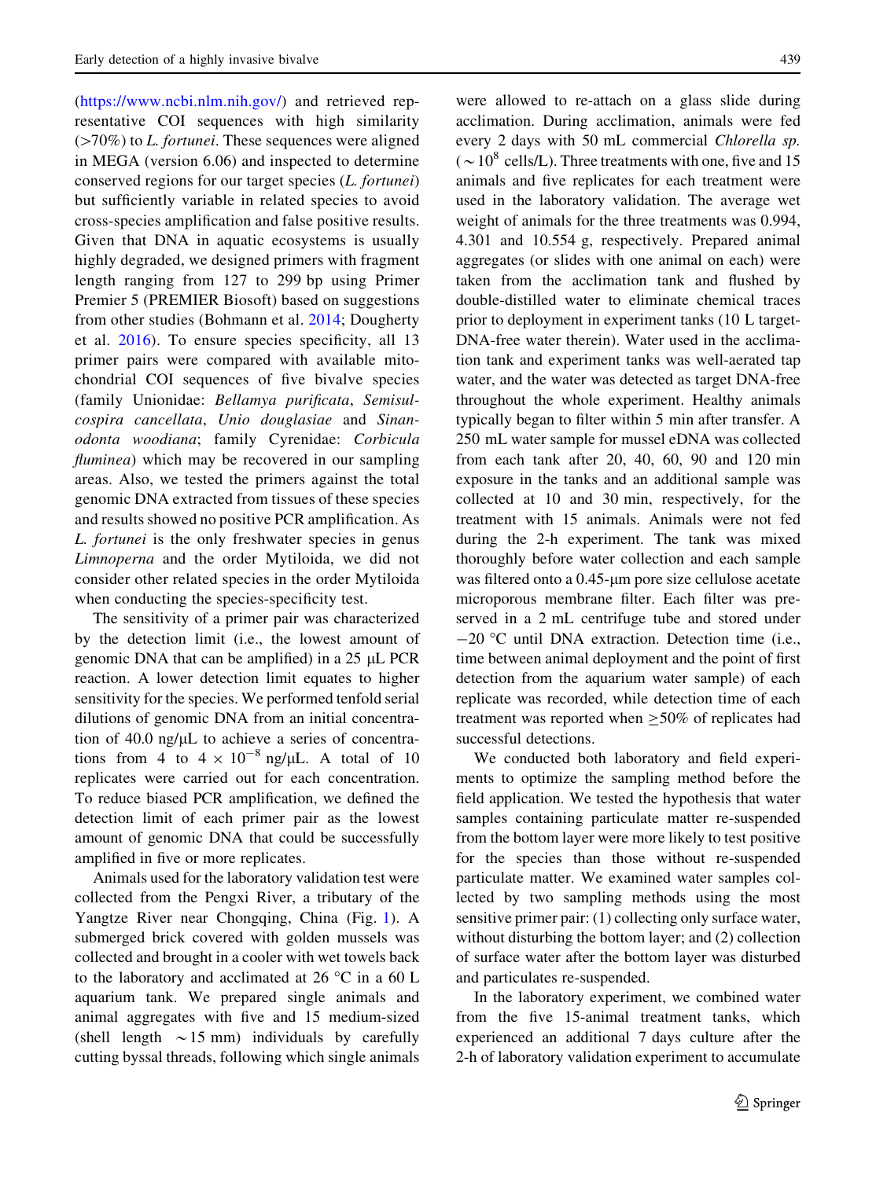(https://www.ncbi.nlm.nih.gov/) and retrieved representative COI sequences with high similarity (>70%) to *L. fortunei*. These sequences were aligned in MEGA (version 6.06) and inspected to determine conserved regions for our target species (*L. fortunei*) but sufficiently variable in related species to avoid cross-species amplification and false positive results. Given that DNA in aquatic ecosystems is usually highly degraded, we designed primers with fragment length ranging from 127 to 299 bp using Primer Premier 5 (PREMIER Biosoft) based on suggestions from other studies (Bohmann et al. 2014; Dougherty et al. 2016). To ensure species specificity, all 13 primer pairs were compared with available mitochondrial COI sequences of five bivalve species (family Unionidae: *Bellamya purificata*, *Semisulcospira cancellata*, *Unio douglasiae* and *Sinanodonta woodiana*; family Cyrenidae: *Corbicula fluminea*) which may be recovered in our sampling areas. Also, we tested the primers against the total genomic DNA extracted from tissues of these species and results showed no positive PCR amplification. As *L. fortunei* is the only freshwater species in genus *Limnoperna* and the order Mytiloida, we did not consider other related species in the order Mytiloida when conducting the species-specificity test.

The sensitivity of a primer pair was characterized by the detection limit (i.e., the lowest amount of genomic DNA that can be amplified) in a 25 μL PCR reaction. A lower detection limit equates to higher sensitivity for the species. We performed tenfold serial dilutions of genomic DNA from an initial concentration of 40.0 ng/μL to achieve a series of concentrations from 4 to $4 \times 10^{-8}$ ng/μL. A total of 10 replicates were carried out for each concentration. To reduce biased PCR amplification, we defined the detection limit of each primer pair as the lowest amount of genomic DNA that could be successfully amplified in five or more replicates.

Animals used for the laboratory validation test were collected from the Pengxi River, a tributary of the Yangtze River near Chongqing, China (Fig. 1). A submerged brick covered with golden mussels was collected and brought in a cooler with wet towels back to the laboratory and acclimated at 26 °C in a 60 L aquarium tank. We prepared single animals and animal aggregates with five and 15 medium-sized (shell length ~15 mm) individuals by carefully cutting byssal threads, following which single animals were allowed to re-attach on a glass slide during acclimation. During acclimation, animals were fed every 2 days with 50 mL commercial *Chlorella sp.* (~$10^8$ cells/L). Three treatments with one, five and 15 animals and five replicates for each treatment were used in the laboratory validation. The average wet weight of animals for the three treatments was 0.994, 4.301 and 10.554 g, respectively. Prepared animal aggregates (or slides with one animal on each) were taken from the acclimation tank and flushed by double-distilled water to eliminate chemical traces prior to deployment in experiment tanks (10 L target-DNA-free water therein). Water used in the acclimation tank and experiment tanks was well-aerated tap water, and the water was detected as target DNA-free throughout the whole experiment. Healthy animals typically began to filter within 5 min after transfer. A 250 mL water sample for mussel eDNA was collected from each tank after 20, 40, 60, 90 and 120 min exposure in the tanks and an additional sample was collected at 10 and 30 min, respectively, for the treatment with 15 animals. Animals were not fed during the 2-h experiment. The tank was mixed thoroughly before water collection and each sample was filtered onto a 0.45-μm pore size cellulose acetate microporous membrane filter. Each filter was preserved in a 2 mL centrifuge tube and stored under −20 °C until DNA extraction. Detection time (i.e., time between animal deployment and the point of first detection from the aquarium water sample) of each replicate was recorded, while detection time of each treatment was reported when ≥50% of replicates had successful detections.

We conducted both laboratory and field experiments to optimize the sampling method before the field application. We tested the hypothesis that water samples containing particulate matter re-suspended from the bottom layer were more likely to test positive for the species than those without re-suspended particulate matter. We examined water samples collected by two sampling methods using the most sensitive primer pair: (1) collecting only surface water, without disturbing the bottom layer; and (2) collection of surface water after the bottom layer was disturbed and particulates re-suspended.

In the laboratory experiment, we combined water from the five 15-animal treatment tanks, which experienced an additional 7 days culture after the 2-h of laboratory validation experiment to accumulate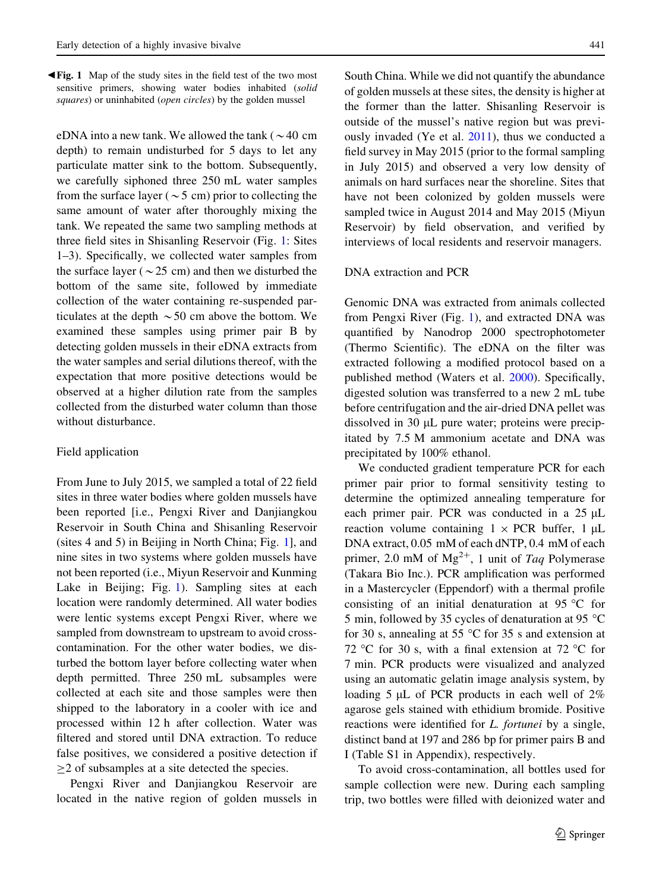◀**Fig. 1** Map of the study sites in the field test of the two most sensitive primers, showing water bodies inhabited (*solid squares*) or uninhabited (*open circles*) by the golden mussel

eDNA into a new tank. We allowed the tank (~40 cm depth) to remain undisturbed for 5 days to let any particulate matter sink to the bottom. Subsequently, we carefully siphoned three 250 mL water samples from the surface layer (~5 cm) prior to collecting the same amount of water after thoroughly mixing the tank. We repeated the same two sampling methods at three field sites in Shisanling Reservoir (Fig. 1: Sites 1–3). Specifically, we collected water samples from the surface layer (~25 cm) and then we disturbed the bottom of the same site, followed by immediate collection of the water containing re-suspended particulates at the depth ~50 cm above the bottom. We examined these samples using primer pair B by detecting golden mussels in their eDNA extracts from the water samples and serial dilutions thereof, with the expectation that more positive detections would be observed at a higher dilution rate from the samples collected from the disturbed water column than those without disturbance.

### Field application

From June to July 2015, we sampled a total of 22 field sites in three water bodies where golden mussels have been reported [i.e., Pengxi River and Danjiangkou Reservoir in South China and Shisanling Reservoir (sites 4 and 5) in Beijing in North China; Fig. 1], and nine sites in two systems where golden mussels have not been reported (i.e., Miyun Reservoir and Kunming Lake in Beijing; Fig. 1). Sampling sites at each location were randomly determined. All water bodies were lentic systems except Pengxi River, where we sampled from downstream to upstream to avoid cross-contamination. For the other water bodies, we disturbed the bottom layer before collecting water when depth permitted. Three 250 mL subsamples were collected at each site and those samples were then shipped to the laboratory in a cooler with ice and processed within 12 h after collection. Water was filtered and stored until DNA extraction. To reduce false positives, we considered a positive detection if ≥2 of subsamples at a site detected the species.

Pengxi River and Danjiangkou Reservoir are located in the native region of golden mussels in South China. While we did not quantify the abundance of golden mussels at these sites, the density is higher at the former than the latter. Shisanling Reservoir is outside of the mussel's native region but was previously invaded (Ye et al. 2011), thus we conducted a field survey in May 2015 (prior to the formal sampling in July 2015) and observed a very low density of animals on hard surfaces near the shoreline. Sites that have not been colonized by golden mussels were sampled twice in August 2014 and May 2015 (Miyun Reservoir) by field observation, and verified by interviews of local residents and reservoir managers.

### DNA extraction and PCR

Genomic DNA was extracted from animals collected from Pengxi River (Fig. 1), and extracted DNA was quantified by Nanodrop 2000 spectrophotometer (Thermo Scientific). The eDNA on the filter was extracted following a modified protocol based on a published method (Waters et al. 2000). Specifically, digested solution was transferred to a new 2 mL tube before centrifugation and the air-dried DNA pellet was dissolved in 30 μL pure water; proteins were precipitated by 7.5 M ammonium acetate and DNA was precipitated by 100% ethanol.

We conducted gradient temperature PCR for each primer pair prior to formal sensitivity testing to determine the optimized annealing temperature for each primer pair. PCR was conducted in a 25 μL reaction volume containing 1 × PCR buffer, 1 μL DNA extract, 0.05 mM of each dNTP, 0.4 mM of each primer, 2.0 mM of $Mg^{2+}$, 1 unit of *Taq* Polymerase (Takara Bio Inc.). PCR amplification was performed in a Mastercycler (Eppendorf) with a thermal profile consisting of an initial denaturation at 95 °C for 5 min, followed by 35 cycles of denaturation at 95 °C for 30 s, annealing at 55 °C for 35 s and extension at 72 °C for 30 s, with a final extension at 72 °C for 7 min. PCR products were visualized and analyzed using an automatic gelatin image analysis system, by loading 5 μL of PCR products in each well of 2% agarose gels stained with ethidium bromide. Positive reactions were identified for *L. fortunei* by a single, distinct band at 197 and 286 bp for primer pairs B and I (Table S1 in Appendix), respectively.

To avoid cross-contamination, all bottles used for sample collection were new. During each sampling trip, two bottles were filled with deionized water and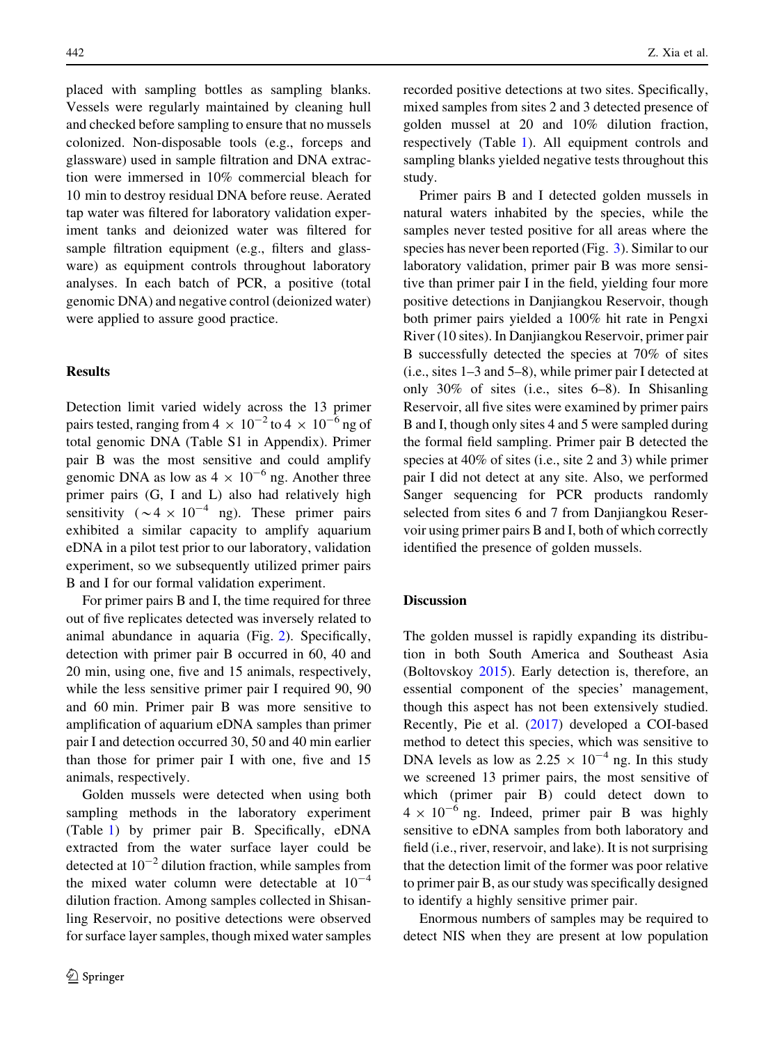placed with sampling bottles as sampling blanks. Vessels were regularly maintained by cleaning hull and checked before sampling to ensure that no mussels colonized. Non-disposable tools (e.g., forceps and glassware) used in sample filtration and DNA extraction were immersed in 10% commercial bleach for 10 min to destroy residual DNA before reuse. Aerated tap water was filtered for laboratory validation experiment tanks and deionized water was filtered for sample filtration equipment (e.g., filters and glassware) as equipment controls throughout laboratory analyses. In each batch of PCR, a positive (total genomic DNA) and negative control (deionized water) were applied to assure good practice.

## Results

Detection limit varied widely across the 13 primer pairs tested, ranging from $4 \times 10^{-2}$ to $4 \times 10^{-6}$ ng of total genomic DNA (Table S1 in Appendix). Primer pair B was the most sensitive and could amplify genomic DNA as low as $4 \times 10^{-6}$ ng. Another three primer pairs (G, I and L) also had relatively high sensitivity ($\sim 4 \times 10^{-4}$ ng). These primer pairs exhibited a similar capacity to amplify aquarium eDNA in a pilot test prior to our laboratory, validation experiment, so we subsequently utilized primer pairs B and I for our formal validation experiment.

For primer pairs B and I, the time required for three out of five replicates detected was inversely related to animal abundance in aquaria (Fig. 2). Specifically, detection with primer pair B occurred in 60, 40 and 20 min, using one, five and 15 animals, respectively, while the less sensitive primer pair I required 90, 90 and 60 min. Primer pair B was more sensitive to amplification of aquarium eDNA samples than primer pair I and detection occurred 30, 50 and 40 min earlier than those for primer pair I with one, five and 15 animals, respectively.

Golden mussels were detected when using both sampling methods in the laboratory experiment (Table 1) by primer pair B. Specifically, eDNA extracted from the water surface layer could be detected at $10^{-2}$ dilution fraction, while samples from the mixed water column were detectable at $10^{-4}$ dilution fraction. Among samples collected in Shisanling Reservoir, no positive detections were observed for surface layer samples, though mixed water samples recorded positive detections at two sites. Specifically, mixed samples from sites 2 and 3 detected presence of golden mussel at 20 and 10% dilution fraction, respectively (Table 1). All equipment controls and sampling blanks yielded negative tests throughout this study.

Primer pairs B and I detected golden mussels in natural waters inhabited by the species, while the samples never tested positive for all areas where the species has never been reported (Fig. 3). Similar to our laboratory validation, primer pair B was more sensitive than primer pair I in the field, yielding four more positive detections in Danjiangkou Reservoir, though both primer pairs yielded a 100% hit rate in Pengxi River (10 sites). In Danjiangkou Reservoir, primer pair B successfully detected the species at 70% of sites (i.e., sites 1–3 and 5–8), while primer pair I detected at only 30% of sites (i.e., sites 6–8). In Shisanling Reservoir, all five sites were examined by primer pairs B and I, though only sites 4 and 5 were sampled during the formal field sampling. Primer pair B detected the species at 40% of sites (i.e., site 2 and 3) while primer pair I did not detect at any site. Also, we performed Sanger sequencing for PCR products randomly selected from sites 6 and 7 from Danjiangkou Reservoir using primer pairs B and I, both of which correctly identified the presence of golden mussels.

## Discussion

The golden mussel is rapidly expanding its distribution in both South America and Southeast Asia (Boltovskoy 2015). Early detection is, therefore, an essential component of the species' management, though this aspect has not been extensively studied. Recently, Pie et al. (2017) developed a COI-based method to detect this species, which was sensitive to DNA levels as low as $2.25 \times 10^{-4}$ ng. In this study we screened 13 primer pairs, the most sensitive of which (primer pair B) could detect down to $4 \times 10^{-6}$ ng. Indeed, primer pair B was highly sensitive to eDNA samples from both laboratory and field (i.e., river, reservoir, and lake). It is not surprising that the detection limit of the former was poor relative to primer pair B, as our study was specifically designed to identify a highly sensitive primer pair.

Enormous numbers of samples may be required to detect NIS when they are present at low population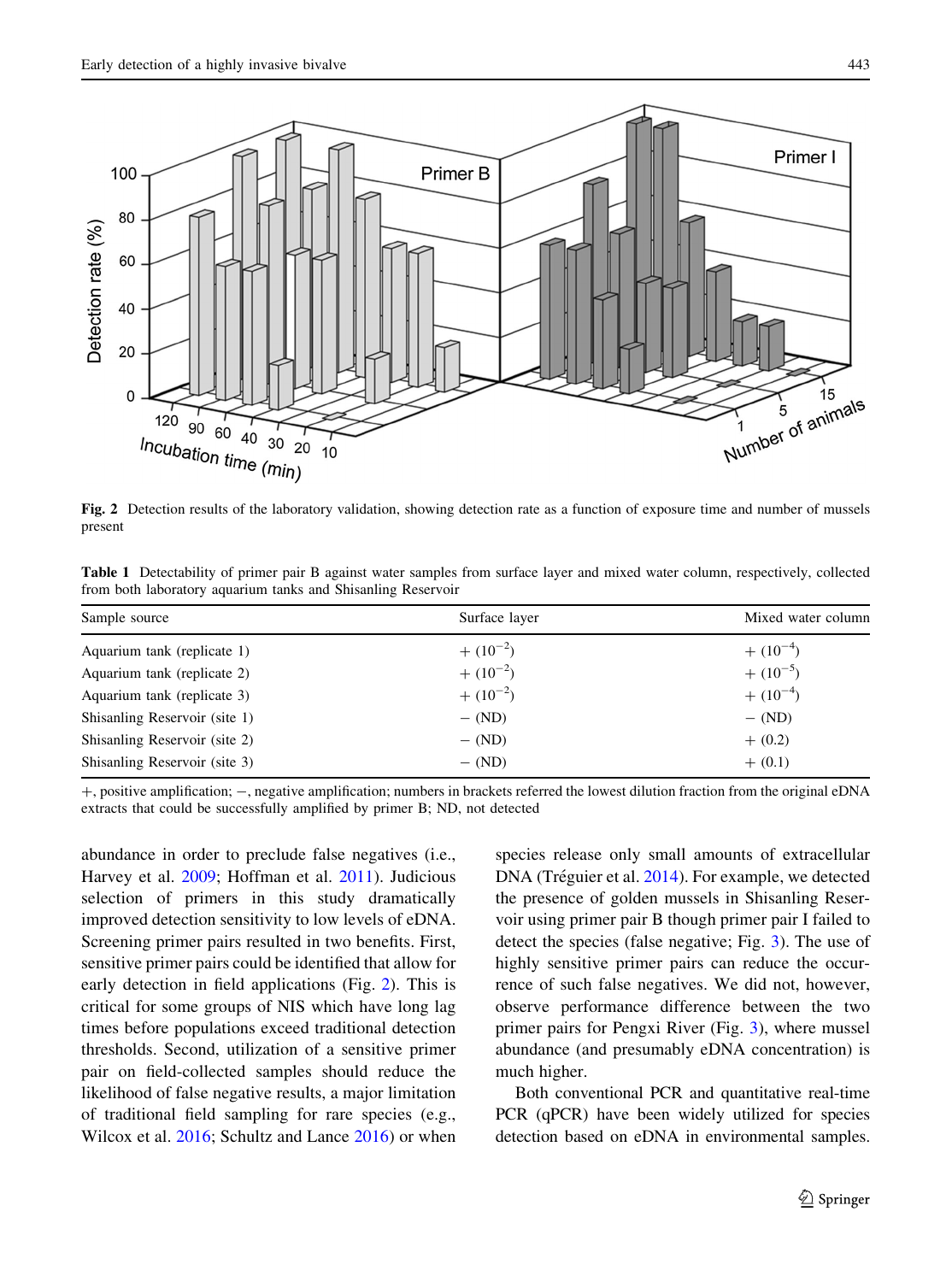Fig. 2 Detection results of the laboratory validation, showing detection rate as a function of exposure time and number of mussels present

**Table 1** Detectability of primer pair B against water samples from surface layer and mixed water column, respectively, collected from both laboratory aquarium tanks and Shisanling Reservoir

| Sample source | Surface layer | Mixed water column |
|---|---|---|
| Aquarium tank (replicate 1) | + ($10^{-2}$) | + ($10^{-4}$) |
| Aquarium tank (replicate 2) | + ($10^{-2}$) | + ($10^{-5}$) |
| Aquarium tank (replicate 3) | + ($10^{-2}$) | + ($10^{-4}$) |
| Shisanling Reservoir (site 1) | − (ND) | − (ND) |
| Shisanling Reservoir (site 2) | − (ND) | + (0.2) |
| Shisanling Reservoir (site 3) | − (ND) | + (0.1) |

+, positive amplification; −, negative amplification; numbers in brackets referred the lowest dilution fraction from the original eDNA extracts that could be successfully amplified by primer B; ND, not detected

abundance in order to preclude false negatives (i.e., Harvey et al. 2009; Hoffman et al. 2011). Judicious selection of primers in this study dramatically improved detection sensitivity to low levels of eDNA. Screening primer pairs resulted in two benefits. First, sensitive primer pairs could be identified that allow for early detection in field applications (Fig. 2). This is critical for some groups of NIS which have long lag times before populations exceed traditional detection thresholds. Second, utilization of a sensitive primer pair on field-collected samples should reduce the likelihood of false negative results, a major limitation of traditional field sampling for rare species (e.g., Wilcox et al. 2016; Schultz and Lance 2016) or when species release only small amounts of extracellular DNA (Tréguier et al. 2014). For example, we detected the presence of golden mussels in Shisanling Reservoir using primer pair B though primer pair I failed to detect the species (false negative; Fig. 3). The use of highly sensitive primer pairs can reduce the occurrence of such false negatives. We did not, however, observe performance difference between the two primer pairs for Pengxi River (Fig. 3), where mussel abundance (and presumably eDNA concentration) is much higher.

Both conventional PCR and quantitative real-time PCR (qPCR) have been widely utilized for species detection based on eDNA in environmental samples.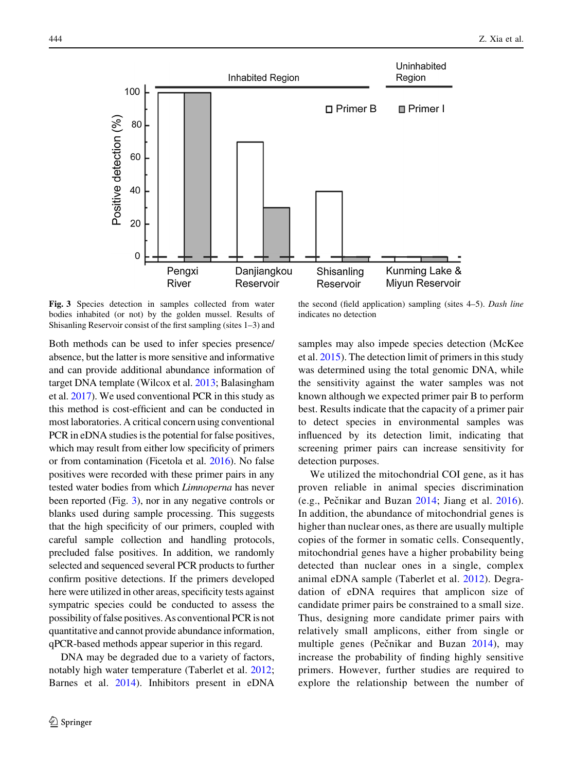Fig. 3 Species detection in samples collected from water bodies inhabited (or not) by the golden mussel. Results of Shisanling Reservoir consist of the first sampling (sites 1–3) and the second (field application) sampling (sites 4–5). *Dash line* indicates no detection

Both methods can be used to infer species presence/absence, but the latter is more sensitive and informative and can provide additional abundance information of target DNA template (Wilcox et al. 2013; Balasingham et al. 2017). We used conventional PCR in this study as this method is cost-efficient and can be conducted in most laboratories. A critical concern using conventional PCR in eDNA studies is the potential for false positives, which may result from either low specificity of primers or from contamination (Ficetola et al. 2016). No false positives were recorded with these primer pairs in any tested water bodies from which *Limnoperna* has never been reported (Fig. 3), nor in any negative controls or blanks used during sample processing. This suggests that the high specificity of our primers, coupled with careful sample collection and handling protocols, precluded false positives. In addition, we randomly selected and sequenced several PCR products to further confirm positive detections. If the primers developed here were utilized in other areas, specificity tests against sympatric species could be conducted to assess the possibility of false positives. As conventional PCR is not quantitative and cannot provide abundance information, qPCR-based methods appear superior in this regard.

DNA may be degraded due to a variety of factors, notably high water temperature (Taberlet et al. 2012; Barnes et al. 2014). Inhibitors present in eDNA samples may also impede species detection (McKee et al. 2015). The detection limit of primers in this study was determined using the total genomic DNA, while the sensitivity against the water samples was not known although we expected primer pair B to perform best. Results indicate that the capacity of a primer pair to detect species in environmental samples was influenced by its detection limit, indicating that screening primer pairs can increase sensitivity for detection purposes.

We utilized the mitochondrial COI gene, as it has proven reliable in animal species discrimination (e.g., Pečnikar and Buzan 2014; Jiang et al. 2016). In addition, the abundance of mitochondrial genes is higher than nuclear ones, as there are usually multiple copies of the former in somatic cells. Consequently, mitochondrial genes have a higher probability being detected than nuclear ones in a single, complex animal eDNA sample (Taberlet et al. 2012). Degradation of eDNA requires that amplicon size of candidate primer pairs be constrained to a small size. Thus, designing more candidate primer pairs with relatively small amplicons, either from single or multiple genes (Pečnikar and Buzan 2014), may increase the probability of finding highly sensitive primers. However, further studies are required to explore the relationship between the number of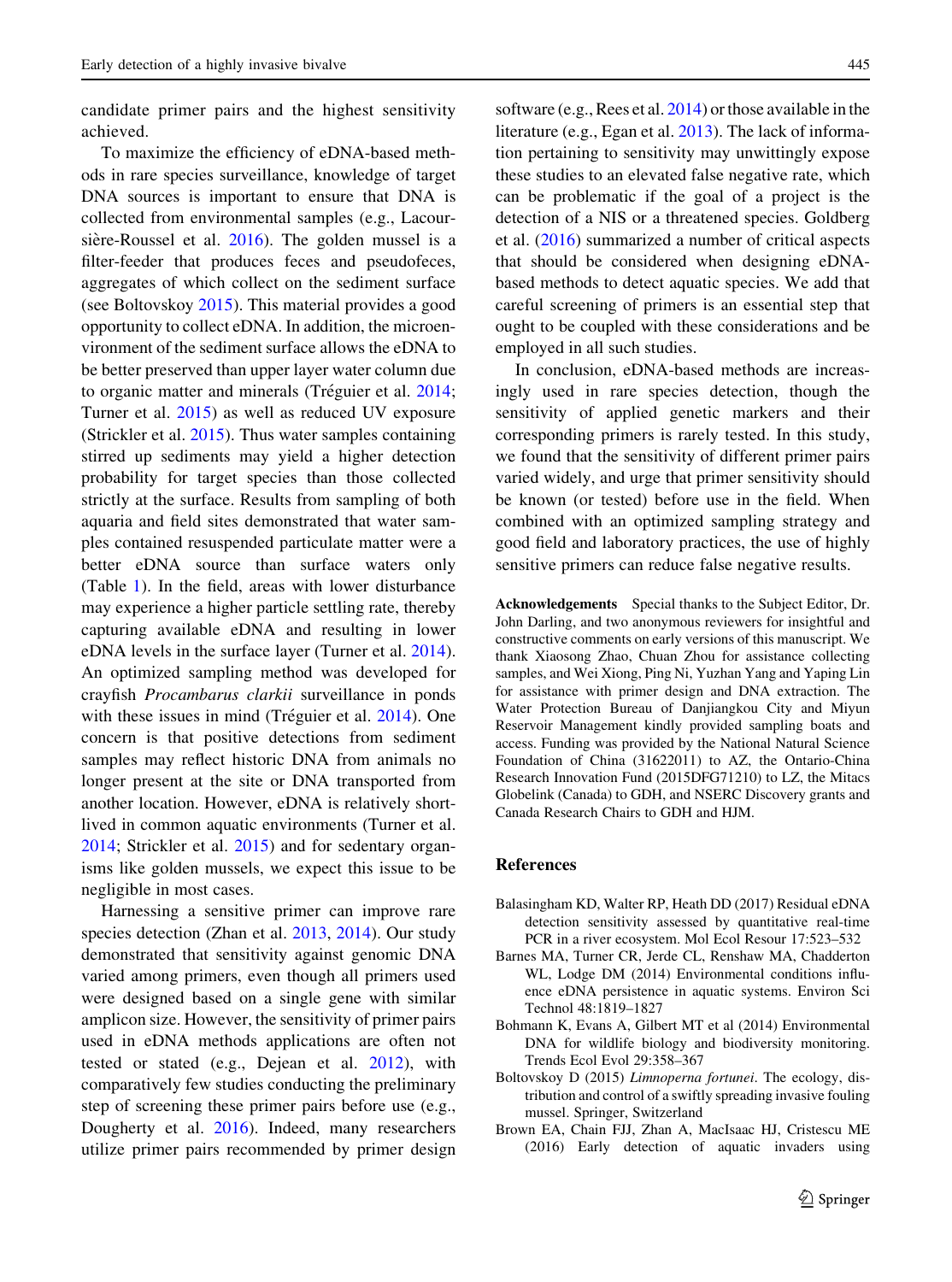candidate primer pairs and the highest sensitivity achieved.

To maximize the efficiency of eDNA-based methods in rare species surveillance, knowledge of target DNA sources is important to ensure that DNA is collected from environmental samples (e.g., Lacoursière-Roussel et al. 2016). The golden mussel is a filter-feeder that produces feces and pseudofeces, aggregates of which collect on the sediment surface (see Boltovskoy 2015). This material provides a good opportunity to collect eDNA. In addition, the microenvironment of the sediment surface allows the eDNA to be better preserved than upper layer water column due to organic matter and minerals (Tréguier et al. 2014; Turner et al. 2015) as well as reduced UV exposure (Strickler et al. 2015). Thus water samples containing stirred up sediments may yield a higher detection probability for target species than those collected strictly at the surface. Results from sampling of both aquaria and field sites demonstrated that water samples contained resuspended particulate matter were a better eDNA source than surface waters only (Table 1). In the field, areas with lower disturbance may experience a higher particle settling rate, thereby capturing available eDNA and resulting in lower eDNA levels in the surface layer (Turner et al. 2014). An optimized sampling method was developed for crayfish *Procambarus clarkii* surveillance in ponds with these issues in mind (Tréguier et al. 2014). One concern is that positive detections from sediment samples may reflect historic DNA from animals no longer present at the site or DNA transported from another location. However, eDNA is relatively short-lived in common aquatic environments (Turner et al. 2014; Strickler et al. 2015) and for sedentary organisms like golden mussels, we expect this issue to be negligible in most cases.

Harnessing a sensitive primer can improve rare species detection (Zhan et al. 2013, 2014). Our study demonstrated that sensitivity against genomic DNA varied among primers, even though all primers used were designed based on a single gene with similar amplicon size. However, the sensitivity of primer pairs used in eDNA methods applications are often not tested or stated (e.g., Dejean et al. 2012), with comparatively few studies conducting the preliminary step of screening these primer pairs before use (e.g., Dougherty et al. 2016). Indeed, many researchers utilize primer pairs recommended by primer design software (e.g., Rees et al. 2014) or those available in the literature (e.g., Egan et al. 2013). The lack of information pertaining to sensitivity may unwittingly expose these studies to an elevated false negative rate, which can be problematic if the goal of a project is the detection of a NIS or a threatened species. Goldberg et al. (2016) summarized a number of critical aspects that should be considered when designing eDNA-based methods to detect aquatic species. We add that careful screening of primers is an essential step that ought to be coupled with these considerations and be employed in all such studies.

In conclusion, eDNA-based methods are increasingly used in rare species detection, though the sensitivity of applied genetic markers and their corresponding primers is rarely tested. In this study, we found that the sensitivity of different primer pairs varied widely, and urge that primer sensitivity should be known (or tested) before use in the field. When combined with an optimized sampling strategy and good field and laboratory practices, the use of highly sensitive primers can reduce false negative results.

**Acknowledgements** Special thanks to the Subject Editor, Dr. John Darling, and two anonymous reviewers for insightful and constructive comments on early versions of this manuscript. We thank Xiaosong Zhao, Chuan Zhou for assistance collecting samples, and Wei Xiong, Ping Ni, Yuzhan Yang and Yaping Lin for assistance with primer design and DNA extraction. The Water Protection Bureau of Danjiangkou City and Miyun Reservoir Management kindly provided sampling boats and access. Funding was provided by the National Natural Science Foundation of China (31622011) to AZ, the Ontario-China Research Innovation Fund (2015DFG71210) to LZ, the Mitacs Globelink (Canada) to GDH, and NSERC Discovery grants and Canada Research Chairs to GDH and HJM.

## References

Balasingham KD, Walter RP, Heath DD (2017) Residual eDNA detection sensitivity assessed by quantitative real-time PCR in a river ecosystem. Mol Ecol Resour 17:523–532

Barnes MA, Turner CR, Jerde CL, Renshaw MA, Chadderton WL, Lodge DM (2014) Environmental conditions influence eDNA persistence in aquatic systems. Environ Sci Technol 48:1819–1827

Bohmann K, Evans A, Gilbert MT et al (2014) Environmental DNA for wildlife biology and biodiversity monitoring. Trends Ecol Evol 29:358–367

Boltovskoy D (2015) *Limnoperna fortunei*. The ecology, distribution and control of a swiftly spreading invasive fouling mussel. Springer, Switzerland

Brown EA, Chain FJJ, Zhan A, MacIsaac HJ, Cristescu ME (2016) Early detection of aquatic invaders using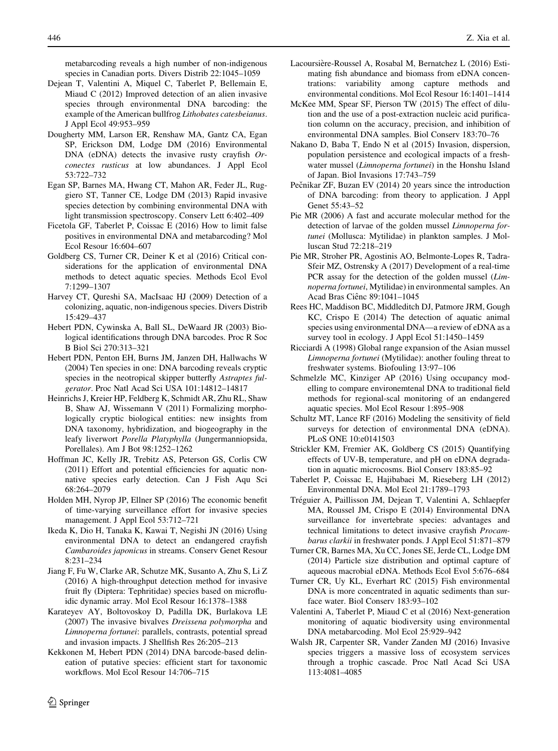metabarcoding reveals a high number of non-indigenous species in Canadian ports. Divers Distrib 22:1045–1059

Dejean T, Valentini A, Miquel C, Taberlet P, Bellemain E, Miaud C (2012) Improved detection of an alien invasive species through environmental DNA barcoding: the example of the American bullfrog *Lithobates catesbeianus*. J Appl Ecol 49:953–959

Dougherty MM, Larson ER, Renshaw MA, Gantz CA, Egan SP, Erickson DM, Lodge DM (2016) Environmental DNA (eDNA) detects the invasive rusty crayfish *Orconectes rusticus* at low abundances. J Appl Ecol 53:722–732

Egan SP, Barnes MA, Hwang CT, Mahon AR, Feder JL, Ruggiero ST, Tanner CE, Lodge DM (2013) Rapid invasive species detection by combining environmental DNA with light transmission spectroscopy. Conserv Lett 6:402–409

Ficetola GF, Taberlet P, Coissac E (2016) How to limit false positives in environmental DNA and metabarcoding? Mol Ecol Resour 16:604–607

Goldberg CS, Turner CR, Deiner K et al (2016) Critical considerations for the application of environmental DNA methods to detect aquatic species. Methods Ecol Evol 7:1299–1307

Harvey CT, Qureshi SA, MacIsaac HJ (2009) Detection of a colonizing, aquatic, non-indigenous species. Divers Distrib 15:429–437

Hebert PDN, Cywinska A, Ball SL, DeWaard JR (2003) Biological identifications through DNA barcodes. Proc R Soc B Biol Sci 270:313–321

Hebert PDN, Penton EH, Burns JM, Janzen DH, Hallwachs W (2004) Ten species in one: DNA barcoding reveals cryptic species in the neotropical skipper butterfly *Astraptes fulgerator*. Proc Natl Acad Sci USA 101:14812–14817

Heinrichs J, Kreier HP, Feldberg K, Schmidt AR, Zhu RL, Shaw B, Shaw AJ, Wissemann V (2011) Formalizing morphologically cryptic biological entities: new insights from DNA taxonomy, hybridization, and biogeography in the leafy liverwort *Porella Platyphylla* (Jungermanniopsida, Porellales). Am J Bot 98:1252–1262

Hoffman JC, Kelly JR, Trebitz AS, Peterson GS, Corlis CW (2011) Effort and potential efficiencies for aquatic non-native species early detection. Can J Fish Aqu Sci 68:264–2079

Holden MH, Nyrop JP, Ellner SP (2016) The economic benefit of time-varying surveillance effort for invasive species management. J Appl Ecol 53:712–721

Ikeda K, Dio H, Tanaka K, Kawai T, Negishi JN (2016) Using environmental DNA to detect an endangered crayfish *Cambaroides japonicus* in streams. Conserv Genet Resour 8:231–234

Jiang F, Fu W, Clarke AR, Schutze MK, Susanto A, Zhu S, Li Z (2016) A high-throughput detection method for invasive fruit fly (Diptera: Tephritidae) species based on microfluidic dynamic array. Mol Ecol Resour 16:1378–1388

Karateyev AY, Boltovoskoy D, Padilla DK, Burlakova LE (2007) The invasive bivalves *Dreissena polymorpha* and *Limnoperna fortunei*: parallels, contrasts, potential spread and invasion impacts. J Shellfish Res 26:205–213

Kekkonen M, Hebert PDN (2014) DNA barcode-based delineation of putative species: efficient start for taxonomic workflows. Mol Ecol Resour 14:706–715

Lacoursière-Roussel A, Rosabal M, Bernatchez L (2016) Estimating fish abundance and biomass from eDNA concentrations: variability among capture methods and environmental conditions. Mol Ecol Resour 16:1401–1414

McKee MM, Spear SF, Pierson TW (2015) The effect of dilution and the use of a post-extraction nucleic acid purification column on the accuracy, precision, and inhibition of environmental DNA samples. Biol Conserv 183:70–76

Nakano D, Baba T, Endo N et al (2015) Invasion, dispersion, population persistence and ecological impacts of a freshwater mussel (*Limnoperna fortunei*) in the Honshu Island of Japan. Biol Invasions 17:743–759

Pečnikar ZF, Buzan EV (2014) 20 years since the introduction of DNA barcoding: from theory to application. J Appl Genet 55:43–52

Pie MR (2006) A fast and accurate molecular method for the detection of larvae of the golden mussel *Limnoperna fortunei* (Mollusca: Mytilidae) in plankton samples. J Molluscan Stud 72:218–219

Pie MR, Stroher PR, Agostinis AO, Belmonte-Lopes R, Tadra-Sfeir MZ, Ostrensky A (2017) Development of a real-time PCR assay for the detection of the golden mussel (*Limnoperna fortunei*, Mytilidae) in environmental samples. An Acad Bras Ciênc 89:1041–1045

Rees HC, Maddison BC, Middleditch DJ, Patmore JRM, Gough KC, Crispo E (2014) The detection of aquatic animal species using environmental DNA—a review of eDNA as a survey tool in ecology. J Appl Ecol 51:1450–1459

Ricciardi A (1998) Global range expansion of the Asian mussel *Limnoperna fortunei* (Mytilidae): another fouling threat to freshwater systems. Biofouling 13:97–106

Schmelzle MC, Kinziger AP (2016) Using occupancy modelling to compare environemtenal DNA to traditional field methods for regional-scal monitoring of an endangered aquatic species. Mol Ecol Resour 1:895–908

Schultz MT, Lance RF (2016) Modeling the sensitivity of field surveys for detection of environmental DNA (eDNA). PLoS ONE 10:e0141503

Strickler KM, Fremier AK, Goldberg CS (2015) Quantifying effects of UV-B, temperature, and pH on eDNA degradation in aquatic microcosms. Biol Conserv 183:85–92

Taberlet P, Coissac E, Hajibabaei M, Rieseberg LH (2012) Environmental DNA. Mol Ecol 21:1789–1793

Tréguier A, Paillisson JM, Dejean T, Valentini A, Schlaepfer MA, Roussel JM, Crispo E (2014) Environmental DNA surveillance for invertebrate species: advantages and technical limitations to detect invasive crayfish *Procambarus clarkii* in freshwater ponds. J Appl Ecol 51:871–879

Turner CR, Barnes MA, Xu CC, Jones SE, Jerde CL, Lodge DM (2014) Particle size distribution and optimal capture of aqueous macrobial eDNA. Methods Ecol Evol 5:676–684

Turner CR, Uy KL, Everhart RC (2015) Fish environmental DNA is more concentrated in aquatic sediments than surface water. Biol Conserv 183:93–102

Valentini A, Taberlet P, Miaud C et al (2016) Next-generation monitoring of aquatic biodiversity using environmental DNA metabarcoding. Mol Ecol 25:929–942

Walsh JR, Carpenter SR, Vander Zanden MJ (2016) Invasive species triggers a massive loss of ecosystem services through a trophic cascade. Proc Natl Acad Sci USA 113:4081–4085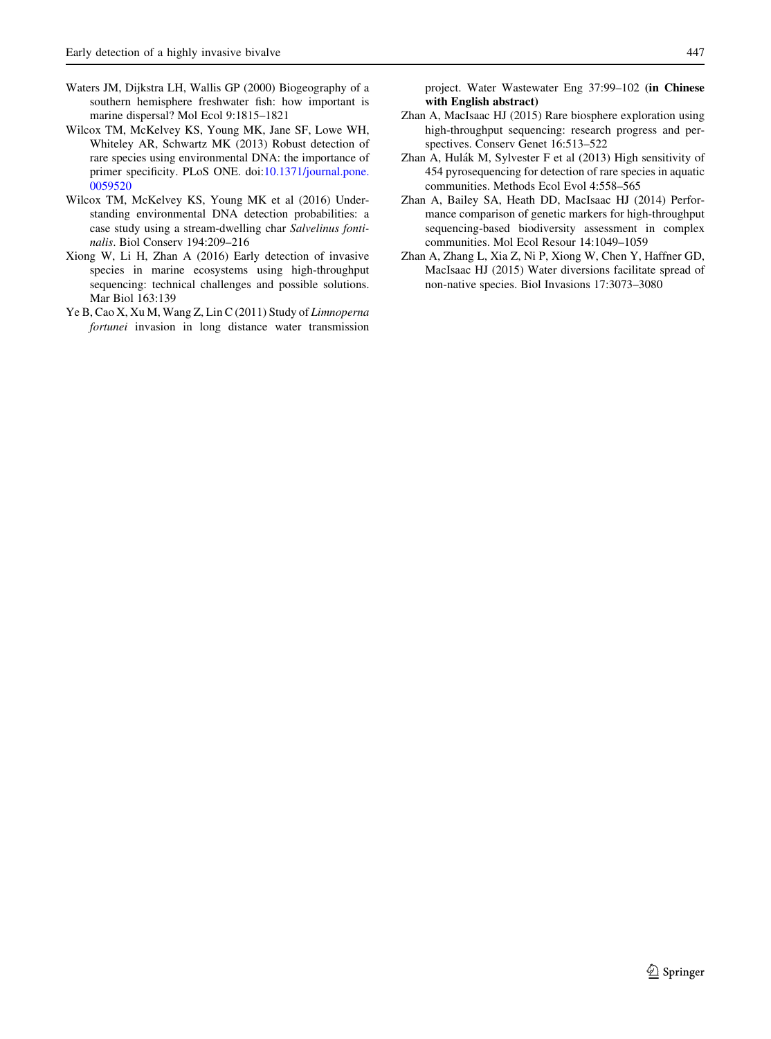Waters JM, Dijkstra LH, Wallis GP (2000) Biogeography of a southern hemisphere freshwater fish: how important is marine dispersal? Mol Ecol 9:1815–1821

Wilcox TM, McKelvey KS, Young MK, Jane SF, Lowe WH, Whiteley AR, Schwartz MK (2013) Robust detection of rare species using environmental DNA: the importance of primer specificity. PLoS ONE. doi:10.1371/journal.pone.0059520

Wilcox TM, McKelvey KS, Young MK et al (2016) Understanding environmental DNA detection probabilities: a case study using a stream-dwelling char *Salvelinus fontinalis*. Biol Conserv 194:209–216

Xiong W, Li H, Zhan A (2016) Early detection of invasive species in marine ecosystems using high-throughput sequencing: technical challenges and possible solutions. Mar Biol 163:139

Ye B, Cao X, Xu M, Wang Z, Lin C (2011) Study of *Limnoperna fortunei* invasion in long distance water transmission project. Water Wastewater Eng 37:99–102 **(in Chinese with English abstract)**

Zhan A, MacIsaac HJ (2015) Rare biosphere exploration using high-throughput sequencing: research progress and perspectives. Conserv Genet 16:513–522

Zhan A, Hulák M, Sylvester F et al (2013) High sensitivity of 454 pyrosequencing for detection of rare species in aquatic communities. Methods Ecol Evol 4:558–565

Zhan A, Bailey SA, Heath DD, MacIsaac HJ (2014) Performance comparison of genetic markers for high-throughput sequencing-based biodiversity assessment in complex communities. Mol Ecol Resour 14:1049–1059

Zhan A, Zhang L, Xia Z, Ni P, Xiong W, Chen Y, Haffner GD, MacIsaac HJ (2015) Water diversions facilitate spread of non-native species. Biol Invasions 17:3073–3080